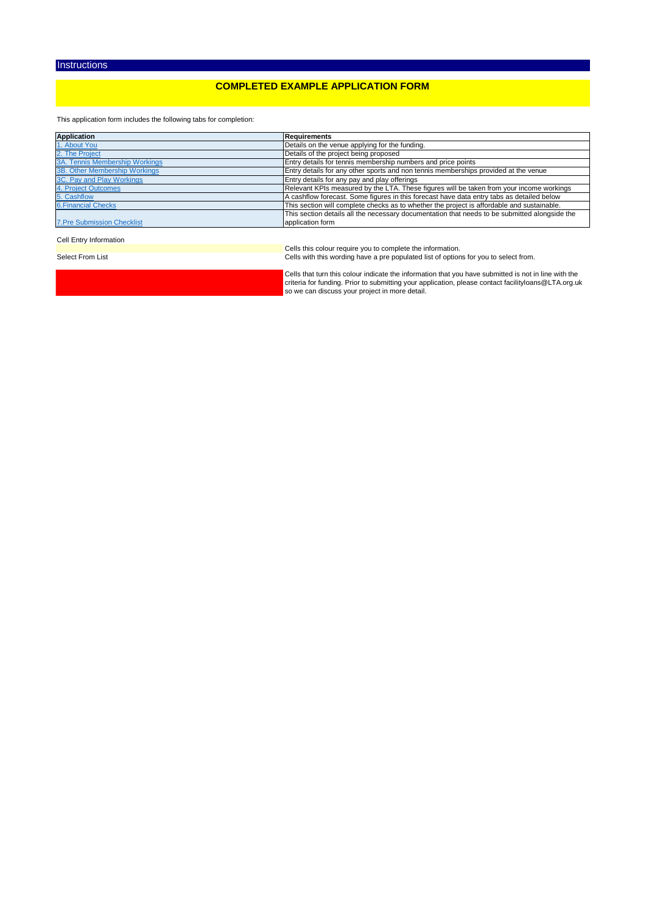# Instructions

## COMPLETED EXAMPLE APPLICATION FORM

This application form includes the following tabs for completion:

| Application | Requirements |
| --- | --- |
| 1. About You | Details on the venue applying for the funding. |
| 2. The Project | Details of the project being proposed |
| 3A. Tennis Membership Workings | Entry details for tennis membership numbers and price points |
| 3B. Other Membership Workings | Entry details for any other sports and non tennis memberships provided at the venue |
| 3C. Pay and Play Workings | Entry details for any pay and play offerings |
| 4. Project Outcomes | Relevant KPIs measured by the LTA. These figures will be taken from your income workings |
| 5. Cashflow | A cashflow forecast. Some figures in this forecast have data entry tabs as detailed below |
| 6.Financial Checks | This section will complete checks as to whether the project is affordable and sustainable. |
| 7.Pre Submission Checklist | This section details all the necessary documentation that needs to be submitted alongside the application form |

Cell Entry Information

| | |
| --- | --- |
| | Cells this colour require you to complete the information. |
| Select From List | Cells with this wording have a pre populated list of options for you to select from. |
| | Cells that turn this colour indicate the information that you have submitted is not in line with the criteria for funding. Prior to submitting your application, please contact facilityloans@LTA.org.uk so we can discuss your project in more detail. |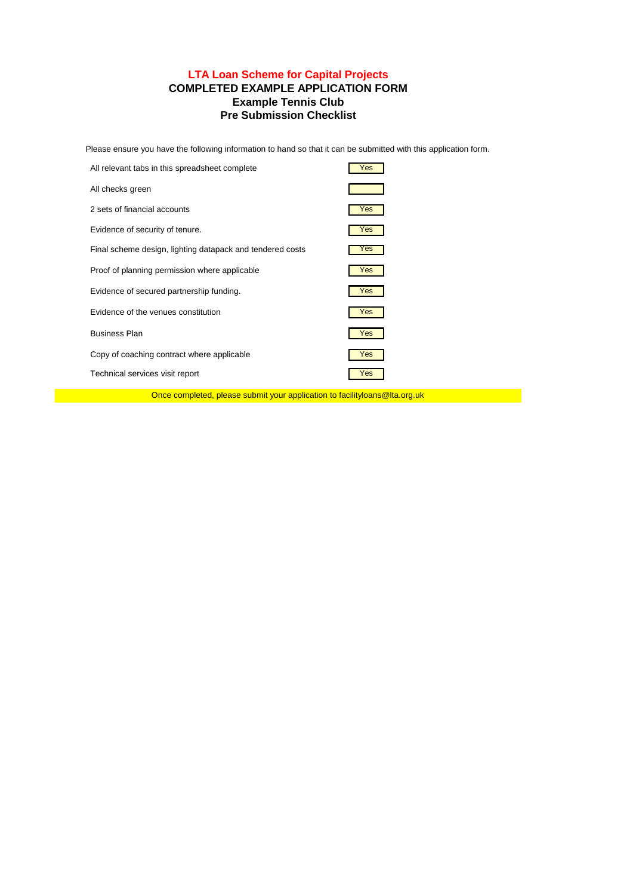## LTA Loan Scheme for Capital Projects
## COMPLETED EXAMPLE APPLICATION FORM
## Example Tennis Club
## Pre Submission Checklist

Please ensure you have the following information to hand so that it can be submitted with this application form.

| Item | Status |
|---|---|
| All relevant tabs in this spreadsheet complete | Yes |
| All checks green | |
| 2 sets of financial accounts | Yes |
| Evidence of security of tenure. | Yes |
| Final scheme design, lighting datapack and tendered costs | Yes |
| Proof of planning permission where applicable | Yes |
| Evidence of secured partnership funding. | Yes |
| Evidence of the venues constitution | Yes |
| Business Plan | Yes |
| Copy of coaching contract where applicable | Yes |
| Technical services visit report | Yes |

Once completed, please submit your application to facilityloans@lta.org.uk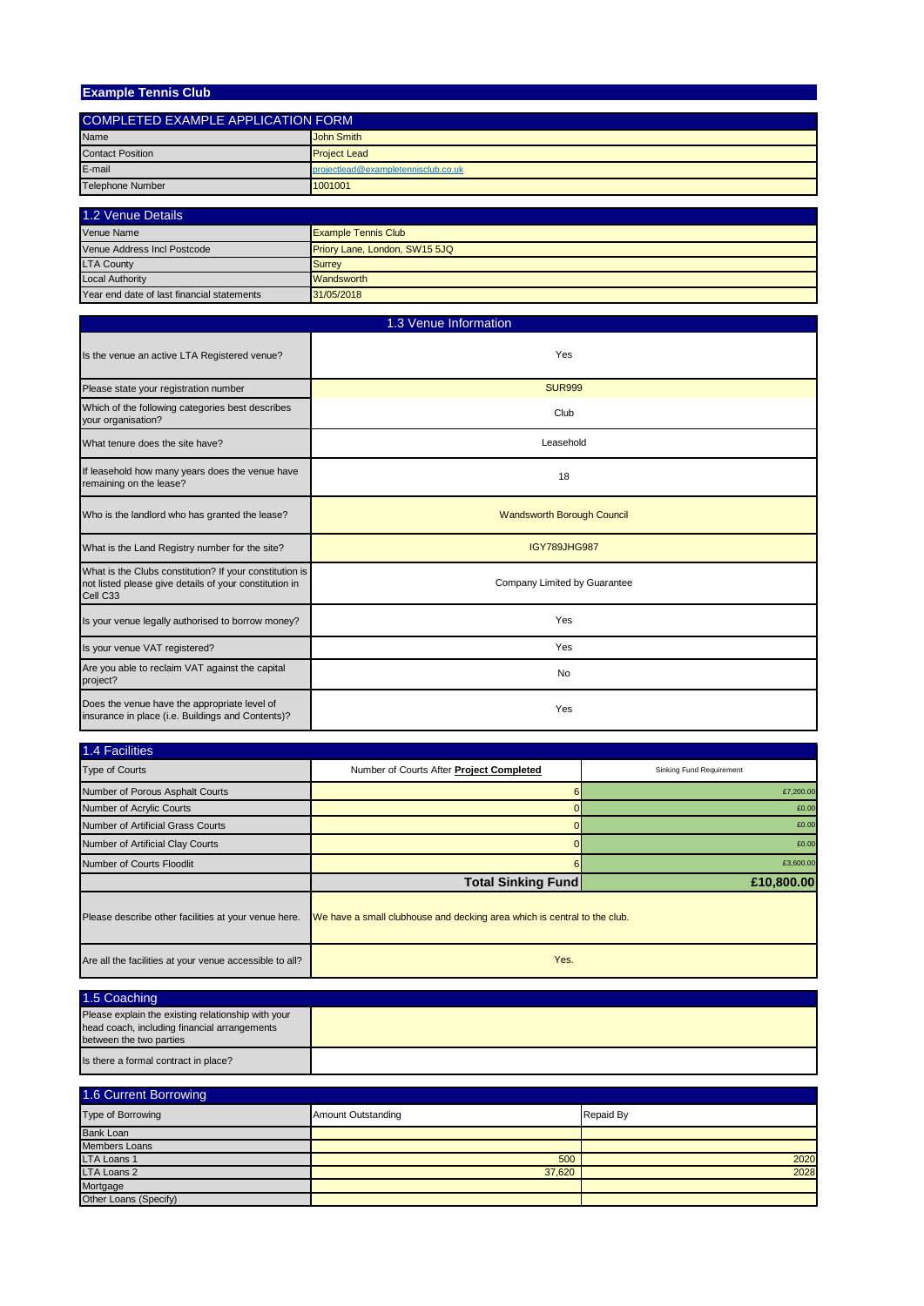# Example Tennis Club

| COMPLETED EXAMPLE APPLICATION FORM | |
|---|---|
| Name | John Smith |
| Contact Position | Project Lead |
| E-mail | projectlead@exampletennisclub.co.uk |
| Telephone Number | 1001001 |

| 1.2 Venue Details | |
|---|---|
| Venue Name | Example Tennis Club |
| Venue Address Incl Postcode | Priory Lane, London, SW15 5JQ |
| LTA County | Surrey |
| Local Authority | Wandsworth |
| Year end date of last financial statements | 31/05/2018 |

| 1.3 Venue Information | |
|---|---|
| Is the venue an active LTA Registered venue? | Yes |
| Please state your registration number | SUR999 |
| Which of the following categories best describes your organisation? | Club |
| What tenure does the site have? | Leasehold |
| If leasehold how many years does the venue have remaining on the lease? | 18 |
| Who is the landlord who has granted the lease? | Wandsworth Borough Council |
| What is the Land Registry number for the site? | IGY789JHG987 |
| What is the Clubs constitution? If your constitution is not listed please give details of your constitution in Cell C33 | Company Limited by Guarantee |
| Is your venue legally authorised to borrow money? | Yes |
| Is your venue VAT registered? | Yes |
| Are you able to reclaim VAT against the capital project? | No |
| Does the venue have the appropriate level of insurance in place (i.e. Buildings and Contents)? | Yes |

| 1.4 Facilities | | |
|---|---|---|
| Type of Courts | Number of Courts After **Project Completed** | Sinking Fund Requirement |
| Number of Porous Asphalt Courts | 6 | £7,200.00 |
| Number of Acrylic Courts | 0 | £0.00 |
| Number of Artificial Grass Courts | 0 | £0.00 |
| Number of Artificial Clay Courts | 0 | £0.00 |
| Number of Courts Floodlit | 6 | £3,600.00 |
| | **Total Sinking Fund** | **£10,800.00** |
| Please describe other facilities at your venue here. | We have a small clubhouse and decking area which is central to the club. | |
| Are all the facilities at your venue accessible to all? | Yes. | |

| 1.5 Coaching | |
|---|---|
| Please explain the existing relationship with your head coach, including financial arrangements between the two parties | |
| Is there a formal contract in place? | |

| 1.6 Current Borrowing | | |
|---|---|---|
| Type of Borrowing | Amount Outstanding | Repaid By |
| Bank Loan | | |
| Members Loans | | |
| LTA Loans 1 | 500 | 2020 |
| LTA Loans 2 | 37,620 | 2028 |
| Mortgage | | |
| Other Loans (Specify) | | |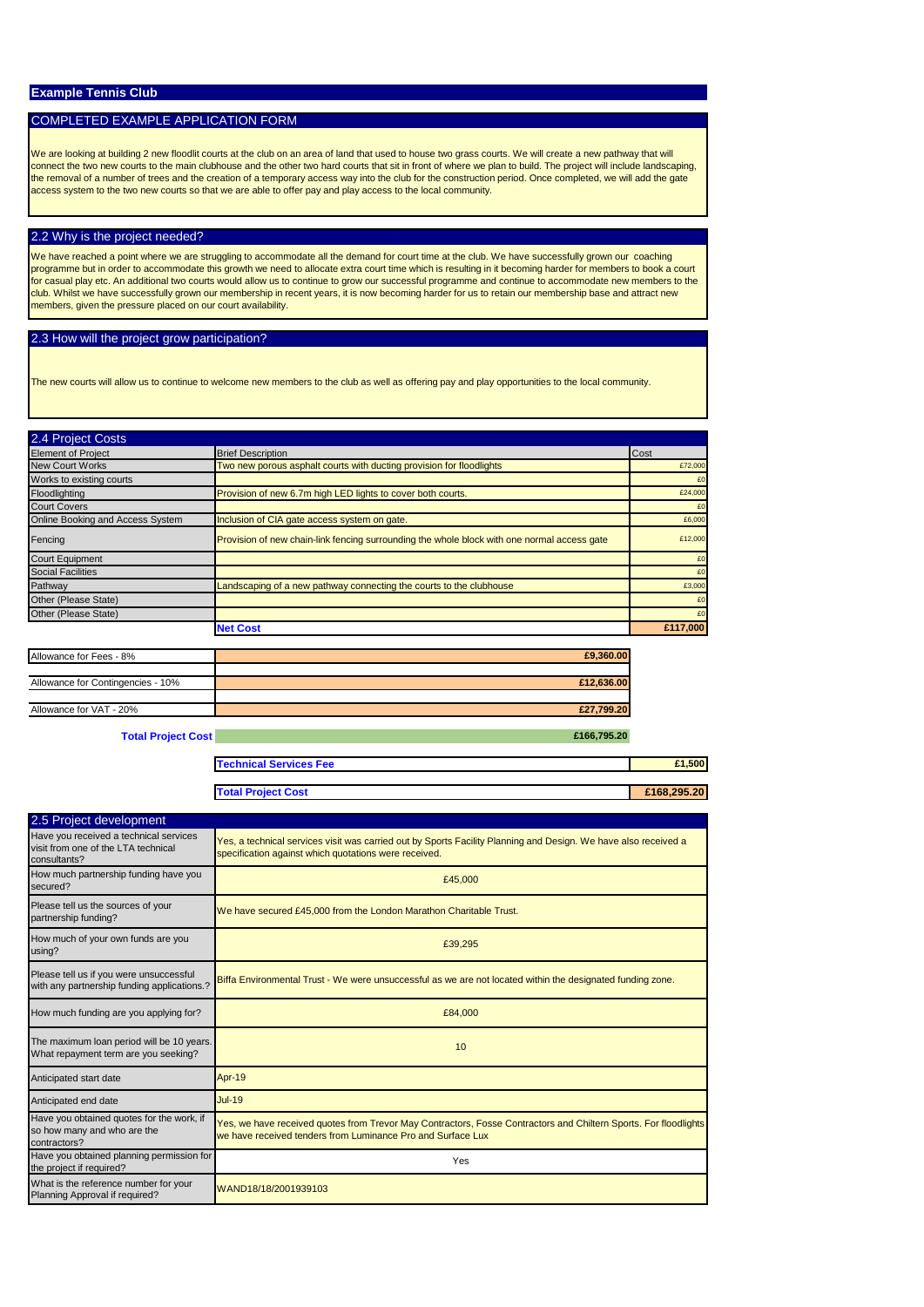## Example Tennis Club

### COMPLETED EXAMPLE APPLICATION FORM

We are looking at building 2 new floodlit courts at the club on an area of land that used to house two grass courts. We will create a new pathway that will connect the two new courts to the main clubhouse and the other two hard courts that sit in front of where we plan to build. The project will include landscaping, the removal of a number of trees and the creation of a temporary access way into the club for the construction period. Once completed, we will add the gate access system to the two new courts so that we are able to offer pay and play access to the local community.

### 2.2 Why is the project needed?

We have reached a point where we are struggling to accommodate all the demand for court time at the club. We have successfully grown our coaching programme but in order to accommodate this growth we need to allocate extra court time which is resulting in it becoming harder for members to book a court for casual play etc. An additional two courts would allow us to continue to grow our successful programme and continue to accommodate new members to the club. Whilst we have successfully grown our membership in recent years, it is now becoming harder for us to retain our membership base and attract new members, given the pressure placed on our court availability.

### 2.3 How will the project grow participation?

The new courts will allow us to continue to welcome new members to the club as well as offering pay and play opportunities to the local community.

### 2.4 Project Costs

| Element of Project | Brief Description | Cost |
|---|---|---|
| New Court Works | Two new porous asphalt courts with ducting provision for floodlights | £72,000 |
| Works to existing courts | | £0 |
| Floodlighting | Provision of new 6.7m high LED lights to cover both courts. | £24,000 |
| Court Covers | | £0 |
| Online Booking and Access System | Inclusion of CIA gate access system on gate. | £6,000 |
| Fencing | Provision of new chain-link fencing surrounding the whole block with one normal access gate | £12,000 |
| Court Equipment | | £0 |
| Social Facilities | | £0 |
| Pathway | Landscaping of a new pathway connecting the courts to the clubhouse | £3,000 |
| Other (Please State) | | £0 |
| Other (Please State) | | £0 |
| | **Net Cost** | **£117,000** |

| | |
|---|---|
| Allowance for Fees - 8% | **£9,360.00** |
| Allowance for Contingencies - 10% | **£12,636.00** |
| Allowance for VAT - 20% | **£27,799.20** |
| **Total Project Cost** | **£166,795.20** |

| | |
|---|---|
| **Technical Services Fee** | **£1,500** |
| **Total Project Cost** | **£168,295.20** |

### 2.5 Project development

| Question | Answer |
|---|---|
| Have you received a technical services visit from one of the LTA technical consultants? | Yes, a technical services visit was carried out by Sports Facility Planning and Design. We have also received a specification against which quotations were received. |
| How much partnership funding have you secured? | £45,000 |
| Please tell us the sources of your partnership funding? | We have secured £45,000 from the London Marathon Charitable Trust. |
| How much of your own funds are you using? | £39,295 |
| Please tell us if you were unsuccessful with any partnership funding applications.? | Biffa Environmental Trust - We were unsuccessful as we are not located within the designated funding zone. |
| How much funding are you applying for? | £84,000 |
| The maximum loan period will be 10 years. What repayment term are you seeking? | 10 |
| Anticipated start date | Apr-19 |
| Anticipated end date | Jul-19 |
| Have you obtained quotes for the work, if so how many and who are the contractors? | Yes, we have received quotes from Trevor May Contractors, Fosse Contractors and Chiltern Sports. For floodlights we have received tenders from Luminance Pro and Surface Lux |
| Have you obtained planning permission for the project if required? | Yes |
| What is the reference number for your Planning Approval if required? | WAND18/18/2001939103 |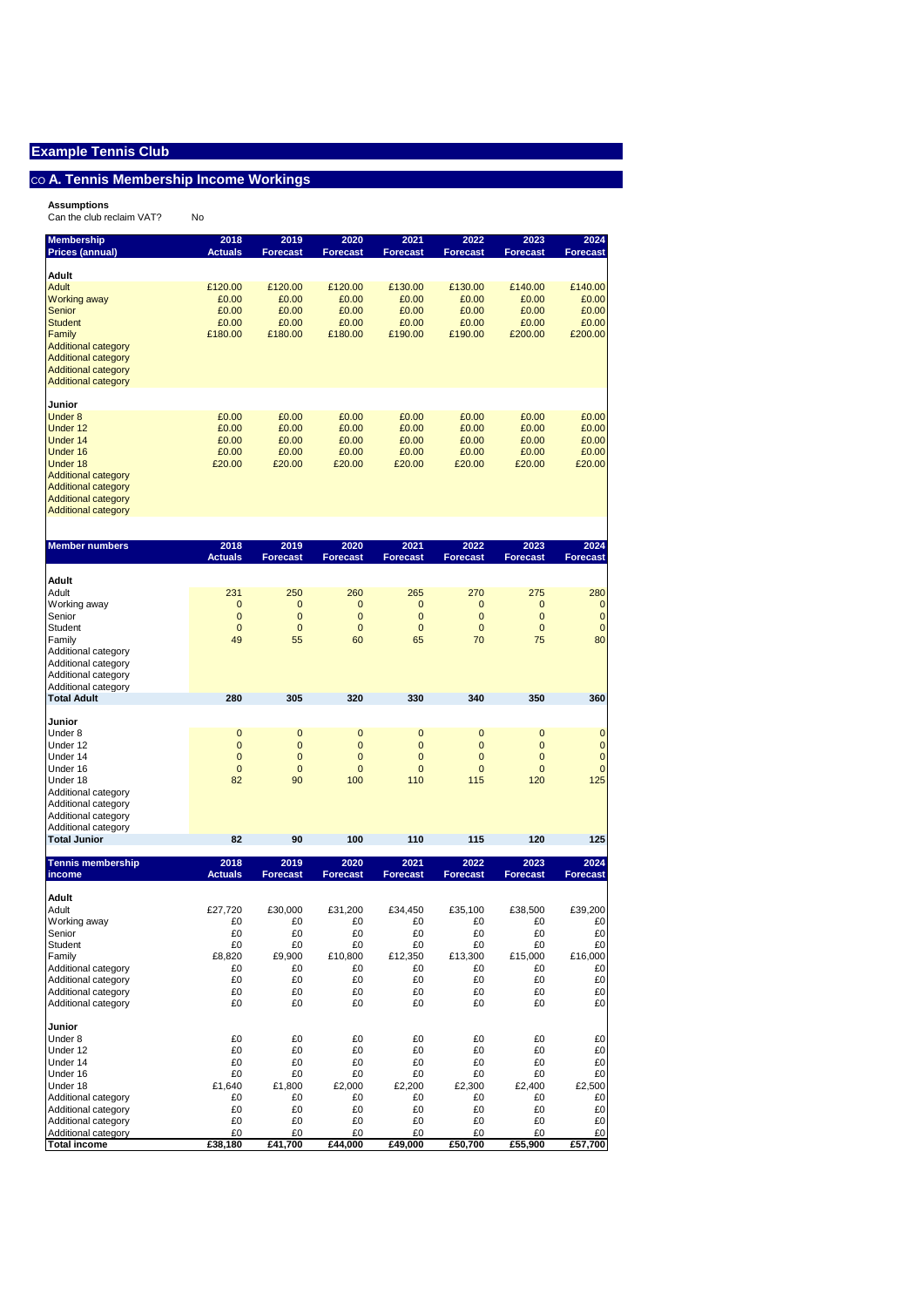# Example Tennis Club

## co A. Tennis Membership Income Workings

**Assumptions**

Can the club reclaim VAT? No

| Membership Prices (annual) | 2018 Actuals | 2019 Forecast | 2020 Forecast | 2021 Forecast | 2022 Forecast | 2023 Forecast | 2024 Forecast |
|---|---|---|---|---|---|---|---|
| **Adult** | | | | | | | |
| Adult | £120.00 | £120.00 | £120.00 | £130.00 | £130.00 | £140.00 | £140.00 |
| Working away | £0.00 | £0.00 | £0.00 | £0.00 | £0.00 | £0.00 | £0.00 |
| Senior | £0.00 | £0.00 | £0.00 | £0.00 | £0.00 | £0.00 | £0.00 |
| Student | £0.00 | £0.00 | £0.00 | £0.00 | £0.00 | £0.00 | £0.00 |
| Family | £180.00 | £180.00 | £180.00 | £190.00 | £190.00 | £200.00 | £200.00 |
| Additional category | | | | | | | |
| Additional category | | | | | | | |
| Additional category | | | | | | | |
| Additional category | | | | | | | |
| **Junior** | | | | | | | |
| Under 8 | £0.00 | £0.00 | £0.00 | £0.00 | £0.00 | £0.00 | £0.00 |
| Under 12 | £0.00 | £0.00 | £0.00 | £0.00 | £0.00 | £0.00 | £0.00 |
| Under 14 | £0.00 | £0.00 | £0.00 | £0.00 | £0.00 | £0.00 | £0.00 |
| Under 16 | £0.00 | £0.00 | £0.00 | £0.00 | £0.00 | £0.00 | £0.00 |
| Under 18 | £20.00 | £20.00 | £20.00 | £20.00 | £20.00 | £20.00 | £20.00 |
| Additional category | | | | | | | |
| Additional category | | | | | | | |
| Additional category | | | | | | | |
| Additional category | | | | | | | |

| Member numbers | 2018 Actuals | 2019 Forecast | 2020 Forecast | 2021 Forecast | 2022 Forecast | 2023 Forecast | 2024 Forecast |
|---|---|---|---|---|---|---|---|
| **Adult** | | | | | | | |
| Adult | 231 | 250 | 260 | 265 | 270 | 275 | 280 |
| Working away | 0 | 0 | 0 | 0 | 0 | 0 | 0 |
| Senior | 0 | 0 | 0 | 0 | 0 | 0 | 0 |
| Student | 0 | 0 | 0 | 0 | 0 | 0 | 0 |
| Family | 49 | 55 | 60 | 65 | 70 | 75 | 80 |
| Additional category | | | | | | | |
| Additional category | | | | | | | |
| Additional category | | | | | | | |
| Additional category | | | | | | | |
| **Total Adult** | **280** | **305** | **320** | **330** | **340** | **350** | **360** |
| **Junior** | | | | | | | |
| Under 8 | 0 | 0 | 0 | 0 | 0 | 0 | 0 |
| Under 12 | 0 | 0 | 0 | 0 | 0 | 0 | 0 |
| Under 14 | 0 | 0 | 0 | 0 | 0 | 0 | 0 |
| Under 16 | 0 | 0 | 0 | 0 | 0 | 0 | 0 |
| Under 18 | 82 | 90 | 100 | 110 | 115 | 120 | 125 |
| Additional category | | | | | | | |
| Additional category | | | | | | | |
| Additional category | | | | | | | |
| Additional category | | | | | | | |
| **Total Junior** | **82** | **90** | **100** | **110** | **115** | **120** | **125** |

| Tennis membership income | 2018 Actuals | 2019 Forecast | 2020 Forecast | 2021 Forecast | 2022 Forecast | 2023 Forecast | 2024 Forecast |
|---|---|---|---|---|---|---|---|
| **Adult** | | | | | | | |
| Adult | £27,720 | £30,000 | £31,200 | £34,450 | £35,100 | £38,500 | £39,200 |
| Working away | £0 | £0 | £0 | £0 | £0 | £0 | £0 |
| Senior | £0 | £0 | £0 | £0 | £0 | £0 | £0 |
| Student | £0 | £0 | £0 | £0 | £0 | £0 | £0 |
| Family | £8,820 | £9,900 | £10,800 | £12,350 | £13,300 | £15,000 | £16,000 |
| Additional category | £0 | £0 | £0 | £0 | £0 | £0 | £0 |
| Additional category | £0 | £0 | £0 | £0 | £0 | £0 | £0 |
| Additional category | £0 | £0 | £0 | £0 | £0 | £0 | £0 |
| Additional category | £0 | £0 | £0 | £0 | £0 | £0 | £0 |
| **Junior** | | | | | | | |
| Under 8 | £0 | £0 | £0 | £0 | £0 | £0 | £0 |
| Under 12 | £0 | £0 | £0 | £0 | £0 | £0 | £0 |
| Under 14 | £0 | £0 | £0 | £0 | £0 | £0 | £0 |
| Under 16 | £0 | £0 | £0 | £0 | £0 | £0 | £0 |
| Under 18 | £1,640 | £1,800 | £2,000 | £2,200 | £2,300 | £2,400 | £2,500 |
| Additional category | £0 | £0 | £0 | £0 | £0 | £0 | £0 |
| Additional category | £0 | £0 | £0 | £0 | £0 | £0 | £0 |
| Additional category | £0 | £0 | £0 | £0 | £0 | £0 | £0 |
| Additional category | £0 | £0 | £0 | £0 | £0 | £0 | £0 |
| **Total income** | **£38,180** | **£41,700** | **£44,000** | **£49,000** | **£50,700** | **£55,900** | **£57,700** |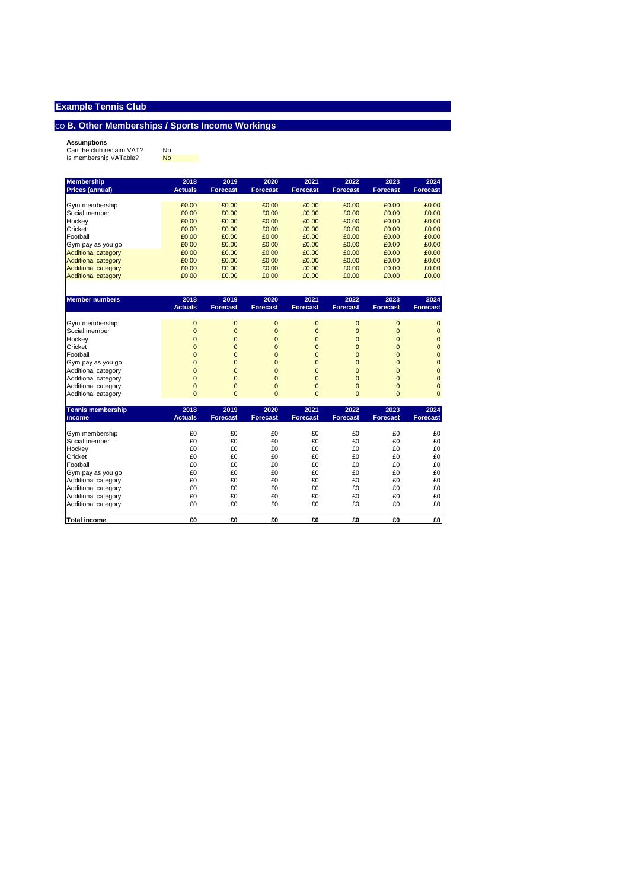# Example Tennis Club

## CO B. Other Memberships / Sports Income Workings

**Assumptions**

Can the club reclaim VAT? No
Is membership VATable? No

| Membership Prices (annual) | 2018 Actuals | 2019 Forecast | 2020 Forecast | 2021 Forecast | 2022 Forecast | 2023 Forecast | 2024 Forecast |
|---|---|---|---|---|---|---|---|
| Gym membership | £0.00 | £0.00 | £0.00 | £0.00 | £0.00 | £0.00 | £0.00 |
| Social member | £0.00 | £0.00 | £0.00 | £0.00 | £0.00 | £0.00 | £0.00 |
| Hockey | £0.00 | £0.00 | £0.00 | £0.00 | £0.00 | £0.00 | £0.00 |
| Cricket | £0.00 | £0.00 | £0.00 | £0.00 | £0.00 | £0.00 | £0.00 |
| Football | £0.00 | £0.00 | £0.00 | £0.00 | £0.00 | £0.00 | £0.00 |
| Gym pay as you go | £0.00 | £0.00 | £0.00 | £0.00 | £0.00 | £0.00 | £0.00 |
| Additional category | £0.00 | £0.00 | £0.00 | £0.00 | £0.00 | £0.00 | £0.00 |
| Additional category | £0.00 | £0.00 | £0.00 | £0.00 | £0.00 | £0.00 | £0.00 |
| Additional category | £0.00 | £0.00 | £0.00 | £0.00 | £0.00 | £0.00 | £0.00 |
| Additional category | £0.00 | £0.00 | £0.00 | £0.00 | £0.00 | £0.00 | £0.00 |

| Member numbers | 2018 Actuals | 2019 Forecast | 2020 Forecast | 2021 Forecast | 2022 Forecast | 2023 Forecast | 2024 Forecast |
|---|---|---|---|---|---|---|---|
| Gym membership | 0 | 0 | 0 | 0 | 0 | 0 | 0 |
| Social member | 0 | 0 | 0 | 0 | 0 | 0 | 0 |
| Hockey | 0 | 0 | 0 | 0 | 0 | 0 | 0 |
| Cricket | 0 | 0 | 0 | 0 | 0 | 0 | 0 |
| Football | 0 | 0 | 0 | 0 | 0 | 0 | 0 |
| Gym pay as you go | 0 | 0 | 0 | 0 | 0 | 0 | 0 |
| Additional category | 0 | 0 | 0 | 0 | 0 | 0 | 0 |
| Additional category | 0 | 0 | 0 | 0 | 0 | 0 | 0 |
| Additional category | 0 | 0 | 0 | 0 | 0 | 0 | 0 |
| Additional category | 0 | 0 | 0 | 0 | 0 | 0 | 0 |

| Tennis membership income | 2018 Actuals | 2019 Forecast | 2020 Forecast | 2021 Forecast | 2022 Forecast | 2023 Forecast | 2024 Forecast |
|---|---|---|---|---|---|---|---|
| Gym membership | £0 | £0 | £0 | £0 | £0 | £0 | £0 |
| Social member | £0 | £0 | £0 | £0 | £0 | £0 | £0 |
| Hockey | £0 | £0 | £0 | £0 | £0 | £0 | £0 |
| Cricket | £0 | £0 | £0 | £0 | £0 | £0 | £0 |
| Football | £0 | £0 | £0 | £0 | £0 | £0 | £0 |
| Gym pay as you go | £0 | £0 | £0 | £0 | £0 | £0 | £0 |
| Additional category | £0 | £0 | £0 | £0 | £0 | £0 | £0 |
| Additional category | £0 | £0 | £0 | £0 | £0 | £0 | £0 |
| Additional category | £0 | £0 | £0 | £0 | £0 | £0 | £0 |
| Additional category | £0 | £0 | £0 | £0 | £0 | £0 | £0 |
| **Total income** | **£0** | **£0** | **£0** | **£0** | **£0** | **£0** | **£0** |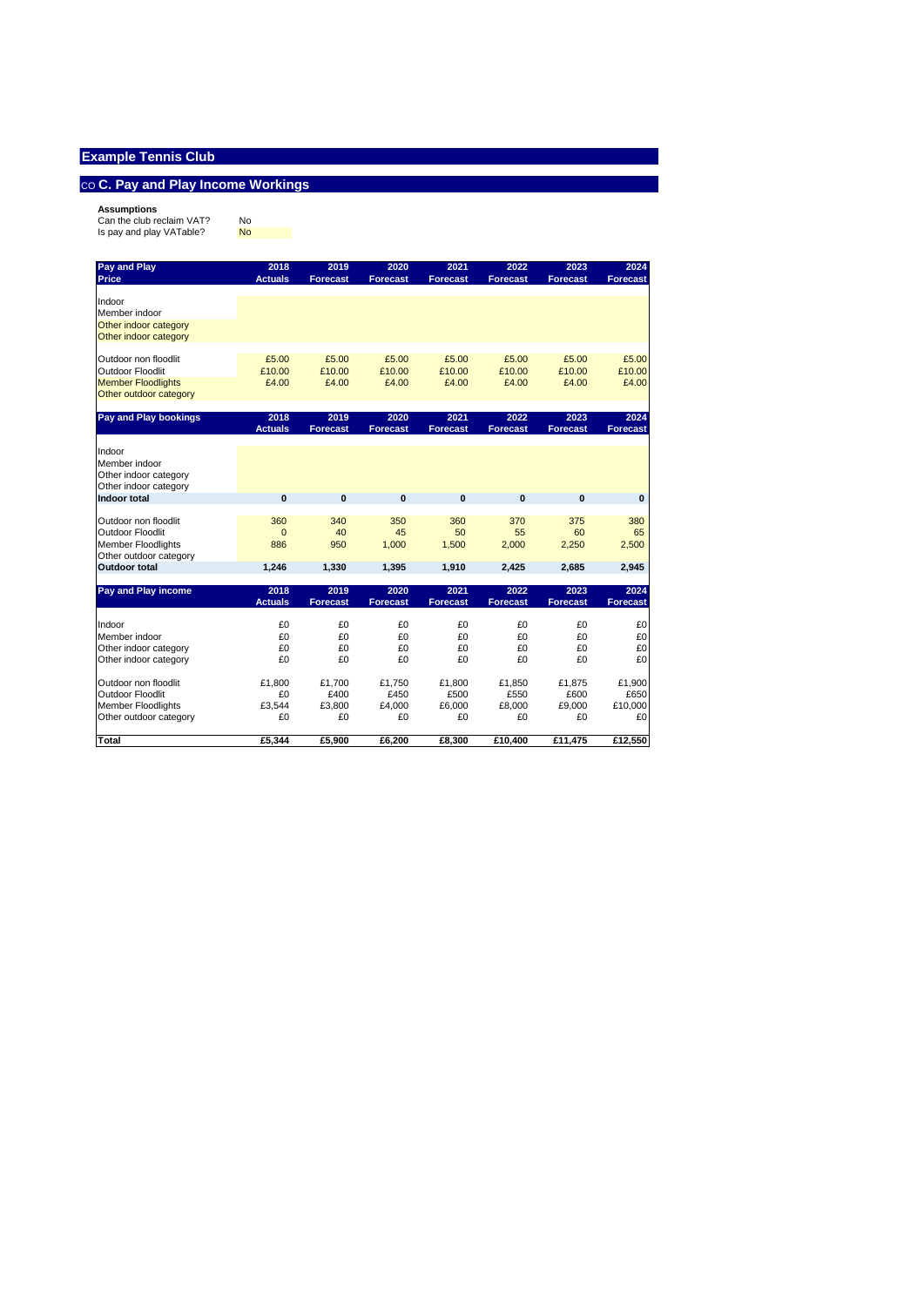# Example Tennis Club

## CO C. Pay and Play Income Workings

**Assumptions**

Can the club reclaim VAT? No

Is pay and play VATable? No

| Pay and Play Price | 2018 Actuals | 2019 Forecast | 2020 Forecast | 2021 Forecast | 2022 Forecast | 2023 Forecast | 2024 Forecast |
|---|---|---|---|---|---|---|---|
| Indoor | | | | | | | |
| Member indoor | | | | | | | |
| Other indoor category | | | | | | | |
| Other indoor category | | | | | | | |
| Outdoor non floodlit | £5.00 | £5.00 | £5.00 | £5.00 | £5.00 | £5.00 | £5.00 |
| Outdoor Floodlit | £10.00 | £10.00 | £10.00 | £10.00 | £10.00 | £10.00 | £10.00 |
| Member Floodlights | £4.00 | £4.00 | £4.00 | £4.00 | £4.00 | £4.00 | £4.00 |
| Other outdoor category | | | | | | | |

| Pay and Play bookings | 2018 Actuals | 2019 Forecast | 2020 Forecast | 2021 Forecast | 2022 Forecast | 2023 Forecast | 2024 Forecast |
|---|---|---|---|---|---|---|---|
| Indoor | | | | | | | |
| Member indoor | | | | | | | |
| Other indoor category | | | | | | | |
| Other indoor category | | | | | | | |
| **Indoor total** | **0** | **0** | **0** | **0** | **0** | **0** | **0** |
| Outdoor non floodlit | 360 | 340 | 350 | 360 | 370 | 375 | 380 |
| Outdoor Floodlit | 0 | 40 | 45 | 50 | 55 | 60 | 65 |
| Member Floodlights | 886 | 950 | 1,000 | 1,500 | 2,000 | 2,250 | 2,500 |
| Other outdoor category | | | | | | | |
| **Outdoor total** | **1,246** | **1,330** | **1,395** | **1,910** | **2,425** | **2,685** | **2,945** |

| Pay and Play income | 2018 Actuals | 2019 Forecast | 2020 Forecast | 2021 Forecast | 2022 Forecast | 2023 Forecast | 2024 Forecast |
|---|---|---|---|---|---|---|---|
| Indoor | £0 | £0 | £0 | £0 | £0 | £0 | £0 |
| Member indoor | £0 | £0 | £0 | £0 | £0 | £0 | £0 |
| Other indoor category | £0 | £0 | £0 | £0 | £0 | £0 | £0 |
| Other indoor category | £0 | £0 | £0 | £0 | £0 | £0 | £0 |
| Outdoor non floodlit | £1,800 | £1,700 | £1,750 | £1,800 | £1,850 | £1,875 | £1,900 |
| Outdoor Floodlit | £0 | £400 | £450 | £500 | £550 | £600 | £650 |
| Member Floodlights | £3,544 | £3,800 | £4,000 | £6,000 | £8,000 | £9,000 | £10,000 |
| Other outdoor category | £0 | £0 | £0 | £0 | £0 | £0 | £0 |
| **Total** | **£5,344** | **£5,900** | **£6,200** | **£8,300** | **£10,400** | **£11,475** | **£12,550** |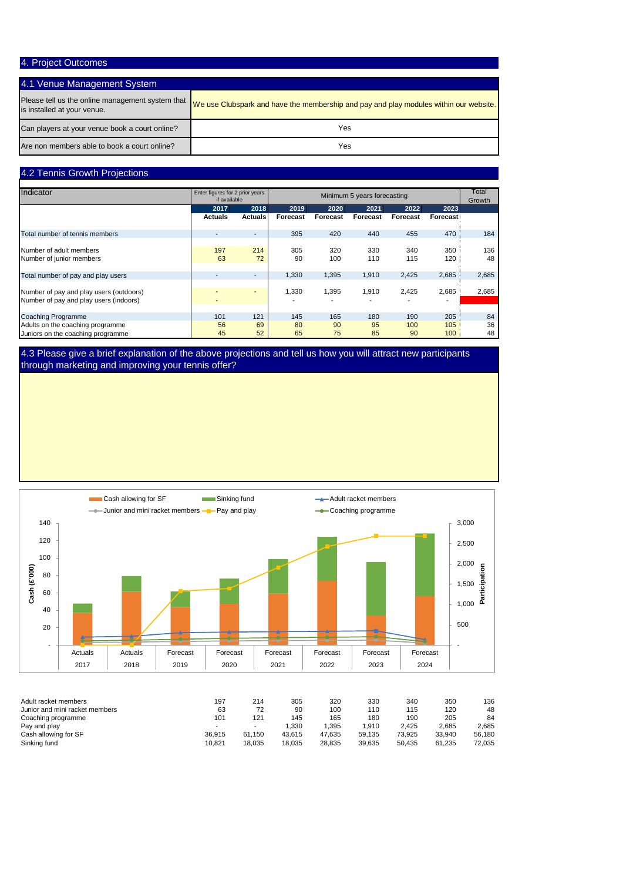## 4. Project Outcomes

### 4.1 Venue Management System

| | |
|---|---|
| Please tell us the online management system that is installed at your venue. | We use Clubspark and have the membership and pay and play modules within our website. |
| Can players at your venue book a court online? | Yes |
| Are non members able to book a court online? | Yes |

### 4.2 Tennis Growth Projections

| Indicator | Enter figures for 2 prior years if available | | Minimum 5 years forecasting | | | | | Total Growth |
|---|---|---|---|---|---|---|---|---|
| | 2017 Actuals | 2018 Actuals | 2019 Forecast | 2020 Forecast | 2021 Forecast | 2022 Forecast | 2023 Forecast | |
| Total number of tennis members | - | - | 395 | 420 | 440 | 455 | 470 | 184 |
| Number of adult members | 197 | 214 | 305 | 320 | 330 | 340 | 350 | 136 |
| Number of junior members | 63 | 72 | 90 | 100 | 110 | 115 | 120 | 48 |
| Total number of pay and play users | - | - | 1,330 | 1,395 | 1,910 | 2,425 | 2,685 | 2,685 |
| Number of pay and play users (outdoors) | - | - | 1,330 | 1,395 | 1,910 | 2,425 | 2,685 | 2,685 |
| Number of pay and play users (indoors) | - | | - | - | - | - | - | - |
| Coaching Programme | 101 | 121 | 145 | 165 | 180 | 190 | 205 | 84 |
| Adults on the coaching programme | 56 | 69 | 80 | 90 | 95 | 100 | 105 | 36 |
| Juniors on the coaching programme | 45 | 52 | 65 | 75 | 85 | 90 | 100 | 48 |

### 4.3 Please give a brief explanation of the above projections and tell us how you will attract new participants through marketing and improving your tennis offer?

| | Actuals 2017 | Actuals 2018 | Forecast 2019 | Forecast 2020 | Forecast 2021 | Forecast 2022 | Forecast 2023 | Forecast 2024 |
|---|---|---|---|---|---|---|---|---|
| Adult racket members | 197 | 214 | 305 | 320 | 330 | 340 | 350 | 136 |
| Junior and mini racket members | 63 | 72 | 90 | 100 | 110 | 115 | 120 | 48 |
| Coaching programme | 101 | 121 | 145 | 165 | 180 | 190 | 205 | 84 |
| Pay and play | - | - | 1,330 | 1,395 | 1,910 | 2,425 | 2,685 | 2,685 |
| Cash allowing for SF | 36,915 | 61,150 | 43,615 | 47,635 | 59,135 | 73,925 | 33,940 | 56,180 |
| Sinking fund | 10,821 | 18,035 | 18,035 | 28,835 | 39,635 | 50,435 | 61,235 | 72,035 |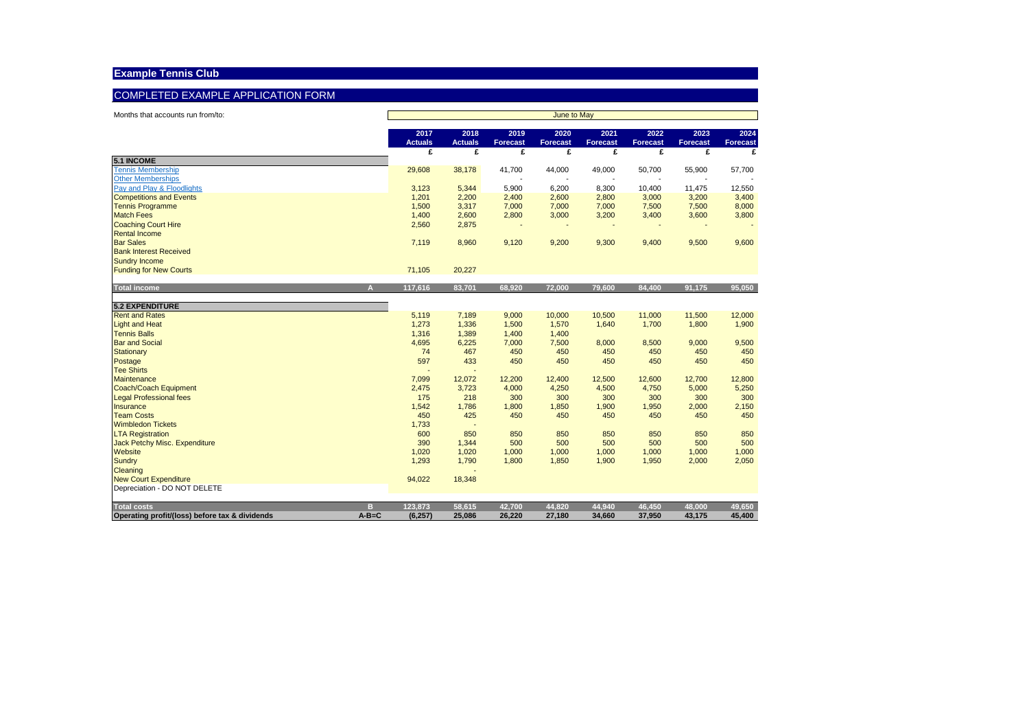# Example Tennis Club

## COMPLETED EXAMPLE APPLICATION FORM

Months that accounts run from/to: June to May

| | | 2017 Actuals | 2018 Actuals | 2019 Forecast | 2020 Forecast | 2021 Forecast | 2022 Forecast | 2023 Forecast | 2024 Forecast |
|---|---|---|---|---|---|---|---|---|---|
| | | £ | £ | £ | £ | £ | £ | £ | £ |
| **5.1 INCOME** | | | | | | | | | |
| Tennis Membership | | 29,608 | 38,178 | 41,700 | 44,000 | 49,000 | 50,700 | 55,900 | 57,700 |
| Other Memberships | | | | - | - | - | - | - | - |
| Pay and Play & Floodlights | | 3,123 | 5,344 | 5,900 | 6,200 | 8,300 | 10,400 | 11,475 | 12,550 |
| Competitions and Events | | 1,201 | 2,200 | 2,400 | 2,600 | 2,800 | 3,000 | 3,200 | 3,400 |
| Tennis Programme | | 1,500 | 3,317 | 7,000 | 7,000 | 7,000 | 7,500 | 7,500 | 8,000 |
| Match Fees | | 1,400 | 2,600 | 2,800 | 3,000 | 3,200 | 3,400 | 3,600 | 3,800 |
| Coaching Court Hire | | 2,560 | 2,875 | - | - | - | - | - | - |
| Rental Income | | | | | | | | | |
| Bar Sales | | 7,119 | 8,960 | 9,120 | 9,200 | 9,300 | 9,400 | 9,500 | 9,600 |
| Bank Interest Received | | | | | | | | | |
| Sundry Income | | | | | | | | | |
| Funding for New Courts | | 71,105 | 20,227 | | | | | | |
| **Total income** | **A** | **117,616** | **83,701** | **68,920** | **72,000** | **79,600** | **84,400** | **91,175** | **95,050** |
| **5.2 EXPENDITURE** | | | | | | | | | |
| Rent and Rates | | 5,119 | 7,189 | 9,000 | 10,000 | 10,500 | 11,000 | 11,500 | 12,000 |
| Light and Heat | | 1,273 | 1,336 | 1,500 | 1,570 | 1,640 | 1,700 | 1,800 | 1,900 |
| Tennis Balls | | 1,316 | 1,389 | 1,400 | 1,400 | | | | |
| Bar and Social | | 4,695 | 6,225 | 7,000 | 7,500 | 8,000 | 8,500 | 9,000 | 9,500 |
| Stationary | | 74 | 467 | 450 | 450 | 450 | 450 | 450 | 450 |
| Postage | | 597 | 433 | 450 | 450 | 450 | 450 | 450 | 450 |
| Tee Shirts | | - | - | | | | | | |
| Maintenance | | 7,099 | 12,072 | 12,200 | 12,400 | 12,500 | 12,600 | 12,700 | 12,800 |
| Coach/Coach Equipment | | 2,475 | 3,723 | 4,000 | 4,250 | 4,500 | 4,750 | 5,000 | 5,250 |
| Legal Professional fees | | 175 | 218 | 300 | 300 | 300 | 300 | 300 | 300 |
| Insurance | | 1,542 | 1,786 | 1,800 | 1,850 | 1,900 | 1,950 | 2,000 | 2,150 |
| Team Costs | | 450 | 425 | 450 | 450 | 450 | 450 | 450 | 450 |
| Wimbledon Tickets | | 1,733 | - | | | | | | |
| LTA Registration | | 600 | 850 | 850 | 850 | 850 | 850 | 850 | 850 |
| Jack Petchy Misc. Expenditure | | 390 | 1,344 | 500 | 500 | 500 | 500 | 500 | 500 |
| Website | | 1,020 | 1,020 | 1,000 | 1,000 | 1,000 | 1,000 | 1,000 | 1,000 |
| Sundry | | 1,293 | 1,790 | 1,800 | 1,850 | 1,900 | 1,950 | 2,000 | 2,050 |
| Cleaning | | | - | | | | | | |
| New Court Expenditure | | 94,022 | 18,348 | | | | | | |
| Depreciation - DO NOT DELETE | | | | | | | | | |
| **Total costs** | **B** | **123,873** | **58,615** | **42,700** | **44,820** | **44,940** | **46,450** | **48,000** | **49,650** |
| **Operating profit/(loss) before tax & dividends** | **A-B=C** | **(6,257)** | **25,086** | **26,220** | **27,180** | **34,660** | **37,950** | **43,175** | **45,400** |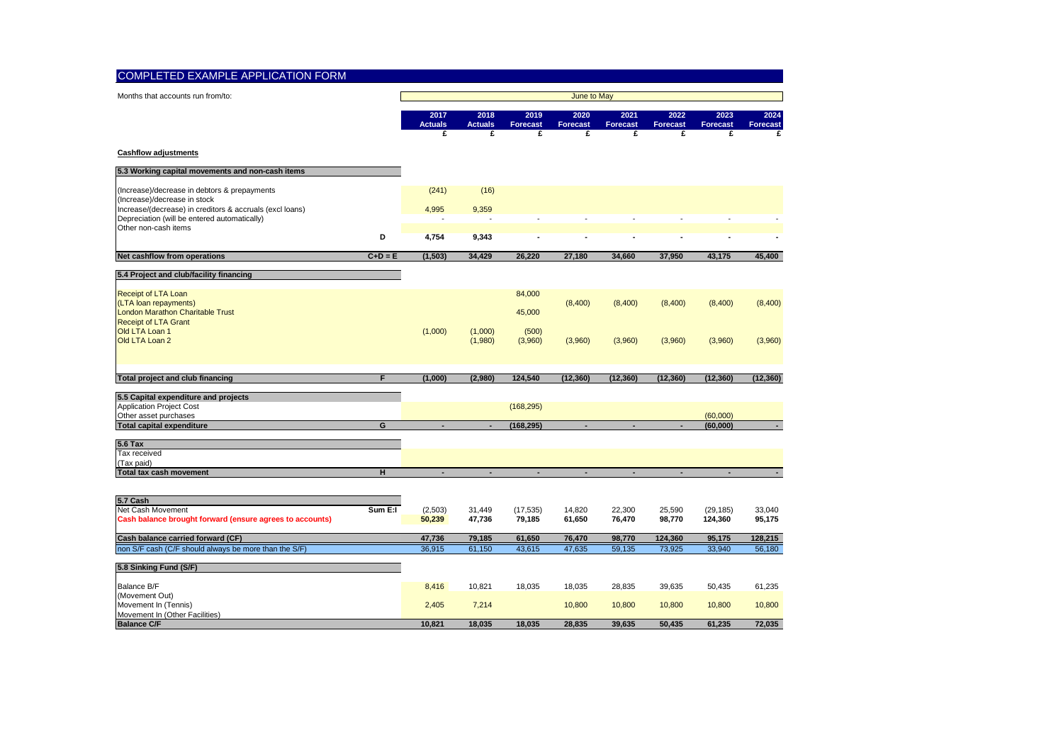# COMPLETED EXAMPLE APPLICATION FORM

Months that accounts run from/to: June to May

| | | 2017 Actuals £ | 2018 Actuals £ | 2019 Forecast £ | 2020 Forecast £ | 2021 Forecast £ | 2022 Forecast £ | 2023 Forecast £ | 2024 Forecast £ |
|---|---|---|---|---|---|---|---|---|---|
| **Cashflow adjustments** | | | | | | | | | |
| **5.3 Working capital movements and non-cash items** | | | | | | | | | |
| (Increase)/decrease in debtors & prepayments | | (241) | (16) | | | | | | |
| (Increase)/decrease in stock | | | | | | | | | |
| Increase/(decrease) in creditors & accruals (excl loans) | | 4,995 | 9,359 | | | | | | |
| Depreciation (will be entered automatically) | | - | - | - | - | - | - | - | - |
| Other non-cash items | | | | | | | | | |
| | **D** | **4,754** | **9,343** | **-** | **-** | **-** | **-** | **-** | **-** |
| **Net cashflow from operations** | **C+D = E** | **(1,503)** | **34,429** | **26,220** | **27,180** | **34,660** | **37,950** | **43,175** | **45,400** |
| **5.4 Project and club/facility financing** | | | | | | | | | |
| Receipt of LTA Loan | | | | 84,000 | | | | | |
| (LTA loan repayments) | | | | | (8,400) | (8,400) | (8,400) | (8,400) | (8,400) |
| London Marathon Charitable Trust | | | | 45,000 | | | | | |
| Receipt of LTA Grant | | | | | | | | | |
| Old LTA Loan 1 | | (1,000) | (1,000) | (500) | | | | | |
| Old LTA Loan 2 | | | (1,980) | (3,960) | (3,960) | (3,960) | (3,960) | (3,960) | (3,960) |
| **Total project and club financing** | **F** | **(1,000)** | **(2,980)** | **124,540** | **(12,360)** | **(12,360)** | **(12,360)** | **(12,360)** | **(12,360)** |
| **5.5 Capital expenditure and projects** | | | | | | | | | |
| Application Project Cost | | | | (168,295) | | | | | |
| Other asset purchases | | | | | | | | (60,000) | |
| **Total capital expenditure** | **G** | **-** | **-** | **(168,295)** | **-** | **-** | **-** | **(60,000)** | **-** |
| **5.6 Tax** | | | | | | | | | |
| Tax received | | | | | | | | | |
| (Tax paid) | | | | | | | | | |
| **Total tax cash movement** | **H** | **-** | **-** | **-** | **-** | **-** | **-** | **-** | **-** |
| **5.7 Cash** | | | | | | | | | |
| Net Cash Movement | **Sum E:I** | (2,503) | 31,449 | (17,535) | 14,820 | 22,300 | 25,590 | (29,185) | 33,040 |
| **Cash balance brought forward (ensure agrees to accounts)** | | **50,239** | **47,736** | **79,185** | **61,650** | **76,470** | **98,770** | **124,360** | **95,175** |
| **Cash balance carried forward (CF)** | | **47,736** | **79,185** | **61,650** | **76,470** | **98,770** | **124,360** | **95,175** | **128,215** |
| non S/F cash (C/F should always be more than the S/F) | | 36,915 | 61,150 | 43,615 | 47,635 | 59,135 | 73,925 | 33,940 | 56,180 |
| **5.8 Sinking Fund (S/F)** | | | | | | | | | |
| Balance B/F | | 8,416 | 10,821 | 18,035 | 18,035 | 28,835 | 39,635 | 50,435 | 61,235 |
| (Movement Out) | | | | | | | | | |
| Movement In (Tennis) | | 2,405 | 7,214 | | 10,800 | 10,800 | 10,800 | 10,800 | 10,800 |
| Movement In (Other Facilities) | | | | | | | | | |
| **Balance C/F** | | **10,821** | **18,035** | **18,035** | **28,835** | **39,635** | **50,435** | **61,235** | **72,035** |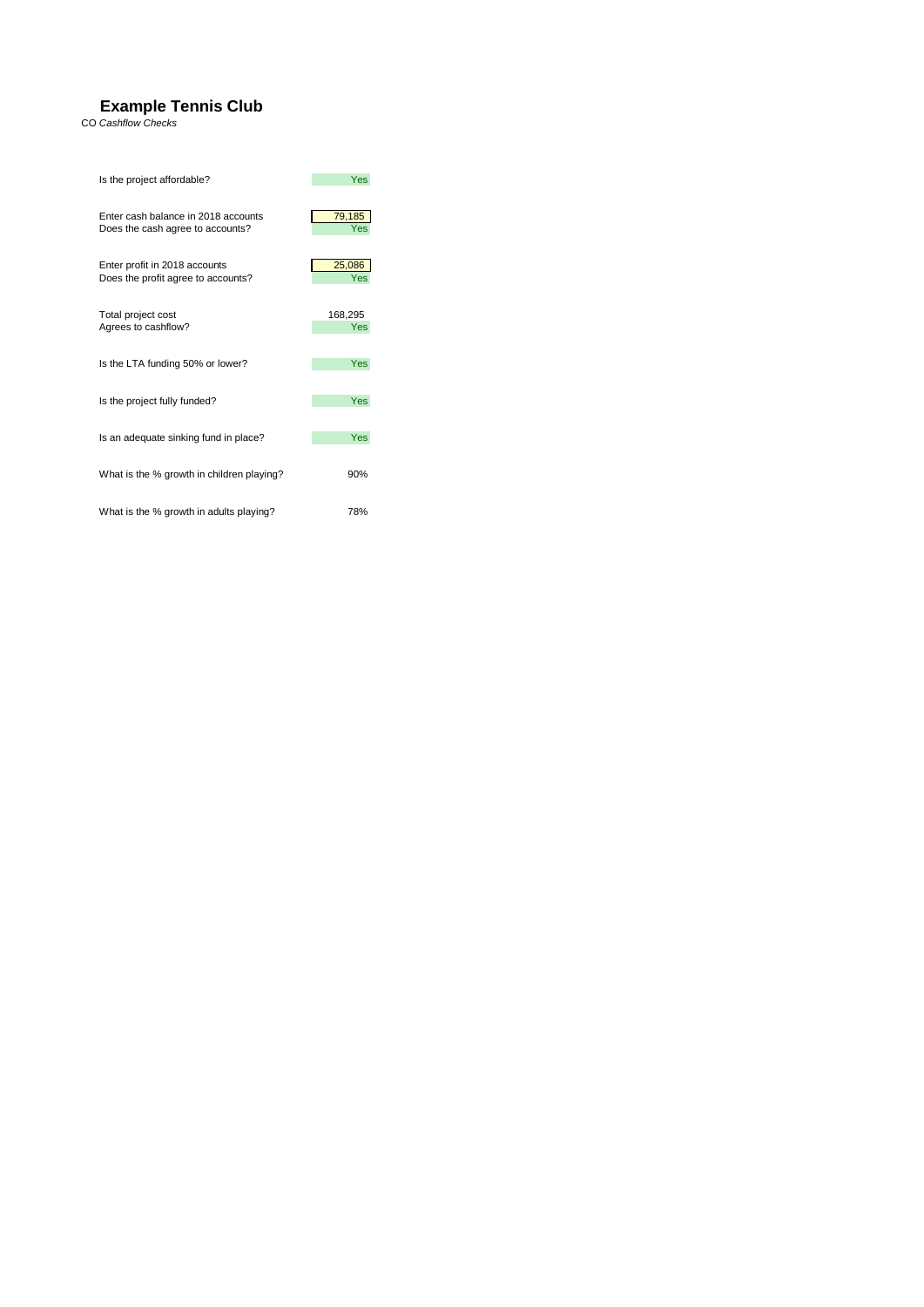# Example Tennis Club

CO *Cashflow Checks*

| | |
|---|---|
| Is the project affordable? | Yes |
| Enter cash balance in 2018 accounts | 79,185 |
| Does the cash agree to accounts? | Yes |
| Enter profit in 2018 accounts | 25,086 |
| Does the profit agree to accounts? | Yes |
| Total project cost | 168,295 |
| Agrees to cashflow? | Yes |
| Is the LTA funding 50% or lower? | Yes |
| Is the project fully funded? | Yes |
| Is an adequate sinking fund in place? | Yes |
| What is the % growth in children playing? | 90% |
| What is the % growth in adults playing? | 78% |